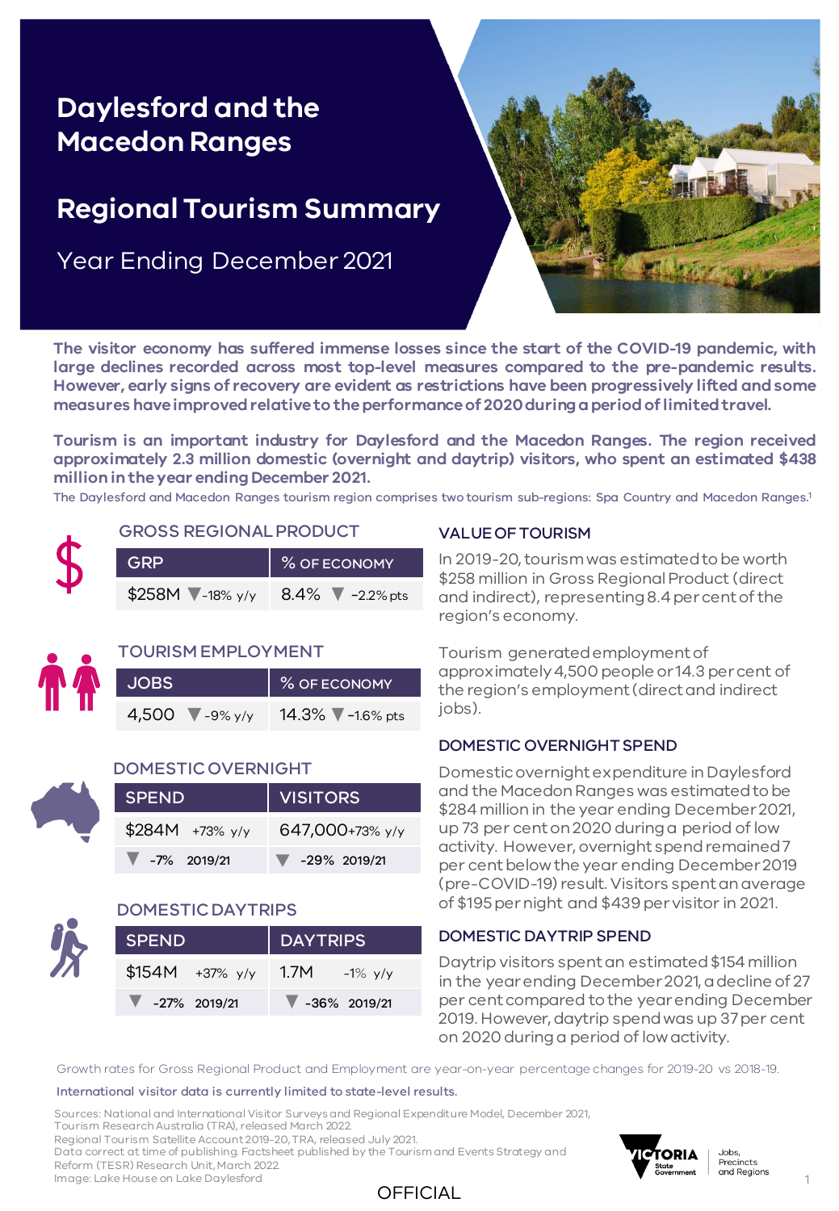# Daylesford and the Macedon Ranges

## Regional Tourism Summary

Year Ending December 2021

**The visitor economy has suffered immense losses since the start of the COVID-19 pandemic, with large declines recorded across most top-level measures compared to the pre-pandemic results. However, early signs of recovery are evident as restrictions have been progressively lifted and some measures have improved relative to the performance of 2020 during a period of limited travel.**

**Tourism is an important industry for Daylesford and the Macedon Ranges. The region received approximately 2.3 million domestic (overnight and daytrip) visitors, who spent an estimated $438 million in the year ending December 2021.**

The Daylesford and Macedon Ranges tourism region comprises two tourism sub-regions: Spa Country and Macedon Ranges.[1]

### GROSS REGIONAL PRODUCT

| GRP | % OF ECONOMY |
|---|---|
| $258M ▼ -18% y/y | 8.4% ▼ -2.2% pts |

### TOURISM EMPLOYMENT

| JOBS | % OF ECONOMY |
|---|---|
| 4,500 ▼ -9% y/y | 14.3% ▼ -1.6% pts |

### DOMESTIC OVERNIGHT

| SPEND | VISITORS |
|---|---|
| $284M +73% y/y | 647,000 +73% y/y |
| ▼ -7% 2019/21 | ▼ -29% 2019/21 |

### DOMESTIC DAYTRIPS

| SPEND | DAYTRIPS |
|---|---|
| $154M +37% y/y | 1.7M -1% y/y |
| ▼ -27% 2019/21 | ▼ -36% 2019/21 |

### VALUE OF TOURISM

In 2019-20, tourism was estimated to be worth $258 million in Gross Regional Product (direct and indirect), representing 8.4 per cent of the region's economy.

Tourism generated employment of approximately 4,500 people or 14.3 per cent of the region's employment (direct and indirect jobs).

### DOMESTIC OVERNIGHT SPEND

Domestic overnight expenditure in Daylesford and the Macedon Ranges was estimated to be $284 million in the year ending December 2021, up 73 per cent on 2020 during a period of low activity. However, overnight spend remained 7 per cent below the year ending December 2019 (pre-COVID-19) result. Visitors spent an average of $195 per night and $439 per visitor in 2021.

### DOMESTIC DAYTRIP SPEND

Daytrip visitors spent an estimated $154 million in the year ending December 2021, a decline of 27 per cent compared to the year ending December 2019. However, daytrip spend was up 37 per cent on 2020 during a period of low activity.

Growth rates for Gross Regional Product and Employment are year-on-year percentage changes for 2019-20 vs 2018-19.

International visitor data is currently limited to state-level results.

Sources: National and International Visitor Surveys and Regional Expenditure Model, December 2021, Tourism Research Australia (TRA), released March 2022.
Regional Tourism Satellite Account 2019-20, TRA, released July 2021.
Data correct at time of publishing. Factsheet published by the Tourism and Events Strategy and Reform (TESR) Research Unit, March 2022.
Image: Lake House on Lake Daylesford

OFFICIAL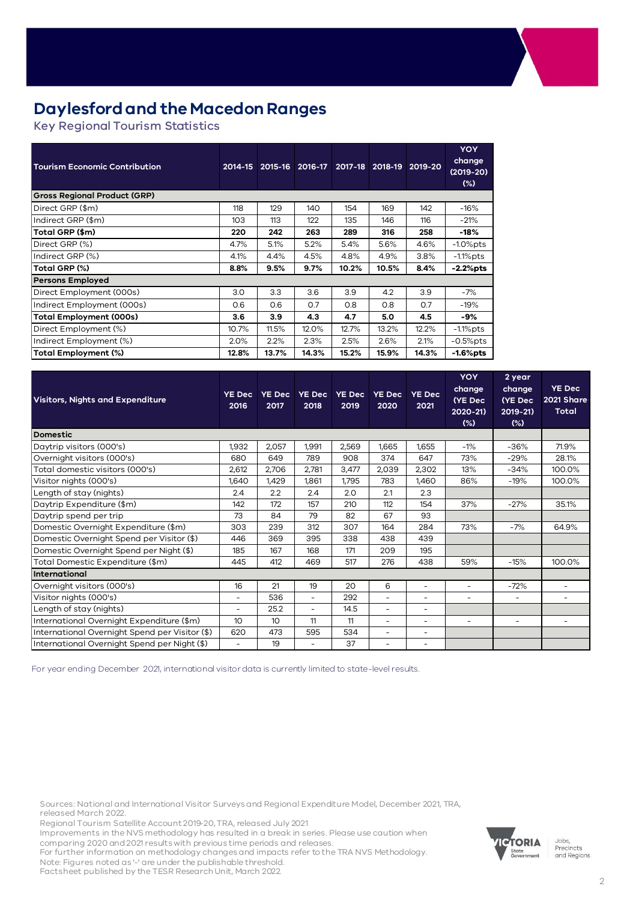# Daylesford and the Macedon Ranges

## Key Regional Tourism Statistics

| Tourism Economic Contribution | 2014-15 | 2015-16 | 2016-17 | 2017-18 | 2018-19 | 2019-20 | YOY change (2019-20) (%) |
|---|---|---|---|---|---|---|---|
| **Gross Regional Product (GRP)** | | | | | | | |
| Direct GRP ($m) | 118 | 129 | 140 | 154 | 169 | 142 | -16% |
| Indirect GRP ($m) | 103 | 113 | 122 | 135 | 146 | 116 | -21% |
| **Total GRP ($m)** | **220** | **242** | **263** | **289** | **316** | **258** | **-18%** |
| Direct GRP (%) | 4.7% | 5.1% | 5.2% | 5.4% | 5.6% | 4.6% | -1.0%pts |
| Indirect GRP (%) | 4.1% | 4.4% | 4.5% | 4.8% | 4.9% | 3.8% | -1.1%pts |
| **Total GRP (%)** | **8.8%** | **9.5%** | **9.7%** | **10.2%** | **10.5%** | **8.4%** | **-2.2%pts** |
| **Persons Employed** | | | | | | | |
| Direct Employment (000s) | 3.0 | 3.3 | 3.6 | 3.9 | 4.2 | 3.9 | -7% |
| Indirect Employment (000s) | 0.6 | 0.6 | 0.7 | 0.8 | 0.8 | 0.7 | -19% |
| **Total Employment (000s)** | **3.6** | **3.9** | **4.3** | **4.7** | **5.0** | **4.5** | **-9%** |
| Direct Employment (%) | 10.7% | 11.5% | 12.0% | 12.7% | 13.2% | 12.2% | -1.1%pts |
| Indirect Employment (%) | 2.0% | 2.2% | 2.3% | 2.5% | 2.6% | 2.1% | -0.5%pts |
| **Total Employment (%)** | **12.8%** | **13.7%** | **14.3%** | **15.2%** | **15.9%** | **14.3%** | **-1.6%pts** |

| Visitors, Nights and Expenditure | YE Dec 2016 | YE Dec 2017 | YE Dec 2018 | YE Dec 2019 | YE Dec 2020 | YE Dec 2021 | YOY change (YE Dec 2020-21) (%) | 2 year change (YE Dec 2019-21) (%) | YE Dec 2021 Share Total |
|---|---|---|---|---|---|---|---|---|---|
| **Domestic** | | | | | | | | | |
| Daytrip visitors (000's) | 1,932 | 2,057 | 1,991 | 2,569 | 1,665 | 1,655 | -1% | -36% | 71.9% |
| Overnight visitors (000's) | 680 | 649 | 789 | 908 | 374 | 647 | 73% | -29% | 28.1% |
| Total domestic visitors (000's) | 2,612 | 2,706 | 2,781 | 3,477 | 2,039 | 2,302 | 13% | -34% | 100.0% |
| Visitor nights (000's) | 1,640 | 1,429 | 1,861 | 1,795 | 783 | 1,460 | 86% | -19% | 100.0% |
| Length of stay (nights) | 2.4 | 2.2 | 2.4 | 2.0 | 2.1 | 2.3 | | | |
| Daytrip Expenditure ($m) | 142 | 172 | 157 | 210 | 112 | 154 | 37% | -27% | 35.1% |
| Daytrip spend per trip | 73 | 84 | 79 | 82 | 67 | 93 | | | |
| Domestic Overnight Expenditure ($m) | 303 | 239 | 312 | 307 | 164 | 284 | 73% | -7% | 64.9% |
| Domestic Overnight Spend per Visitor ($) | 446 | 369 | 395 | 338 | 438 | 439 | | | |
| Domestic Overnight Spend per Night ($) | 185 | 167 | 168 | 171 | 209 | 195 | | | |
| Total Domestic Expenditure ($m) | 445 | 412 | 469 | 517 | 276 | 438 | 59% | -15% | 100.0% |
| **International** | | | | | | | | | |
| Overnight visitors (000's) | 16 | 21 | 19 | 20 | 6 | - | - | -72% | - |
| Visitor nights (000's) | - | 536 | - | 292 | - | - | - | - | - |
| Length of stay (nights) | - | 25.2 | - | 14.5 | - | - | | | |
| International Overnight Expenditure ($m) | 10 | 10 | 11 | 11 | - | - | - | - | - |
| International Overnight Spend per Visitor ($) | 620 | 473 | 595 | 534 | - | - | | | |
| International Overnight Spend per Night ($) | - | 19 | - | 37 | - | - | | | |

For year ending December 2021, international visitor data is currently limited to state-level results.

Sources: National and International Visitor Surveys and Regional Expenditure Model, December 2021, TRA, released March 2022.
Regional Tourism Satellite Account 2019-20, TRA, released July 2021
Improvements in the NVS methodology has resulted in a break in series. Please use caution when comparing 2020 and 2021 results with previous time periods and releases.
For further information on methodology changes and impacts refer to the TRA NVS Methodology.
Note: Figures noted as '-' are under the publishable threshold.
Factsheet published by the TESR Research Unit, March 2022.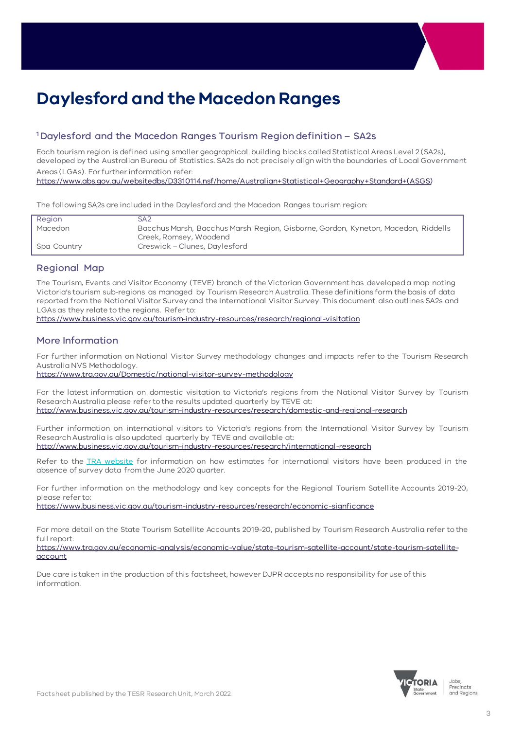# Daylesford and the Macedon Ranges

## [1]Daylesford and the Macedon Ranges Tourism Region definition – SA2s

Each tourism region is defined using smaller geographical building blocks called Statistical Areas Level 2 (SA2s), developed by the Australian Bureau of Statistics. SA2s do not precisely align with the boundaries of Local Government Areas (LGAs). For further information refer:
https://www.abs.gov.au/websitedbs/D3310114.nsf/home/Australian+Statistical+Geography+Standard+(ASGS)

The following SA2s are included in the Daylesford and the Macedon Ranges tourism region:

| Region | SA2 |
|---|---|
| Macedon | Bacchus Marsh, Bacchus Marsh Region, Gisborne, Gordon, Kyneton, Macedon, Riddells Creek, Romsey, Woodend |
| Spa Country | Creswick – Clunes, Daylesford |

## Regional Map

The Tourism, Events and Visitor Economy (TEVE) branch of the Victorian Government has developed a map noting Victoria's tourism sub-regions as managed by Tourism Research Australia. These definitions form the basis of data reported from the National Visitor Survey and the International Visitor Survey. This document also outlines SA2s and LGAs as they relate to the regions. Refer to:
https://www.business.vic.gov.au/tourism-industry-resources/research/regional-visitation

## More Information

For further information on National Visitor Survey methodology changes and impacts refer to the Tourism Research Australia NVS Methodology.
https://www.tra.gov.au/Domestic/national-visitor-survey-methodology

For the latest information on domestic visitation to Victoria's regions from the National Visitor Survey by Tourism Research Australia please refer to the results updated quarterly by TEVE at:
http://www.business.vic.gov.au/tourism-industry-resources/research/domestic-and-regional-research

Further information on international visitors to Victoria's regions from the International Visitor Survey by Tourism Research Australia is also updated quarterly by TEVE and available at:
http://www.business.vic.gov.au/tourism-industry-resources/research/international-research

Refer to the TRA website for information on how estimates for international visitors have been produced in the absence of survey data from the June 2020 quarter.

For further information on the methodology and key concepts for the Regional Tourism Satellite Accounts 2019-20, please refer to:
https://www.business.vic.gov.au/tourism-industry-resources/research/economic-signficance

For more detail on the State Tourism Satellite Accounts 2019-20, published by Tourism Research Australia refer to the full report:
https://www.tra.gov.au/economic-analysis/economic-value/state-tourism-satellite-account/state-tourism-satellite-account

Due care is taken in the production of this factsheet, however DJPR accepts no responsibility for use of this information.

Factsheet published by the TESR Research Unit, March 2022.